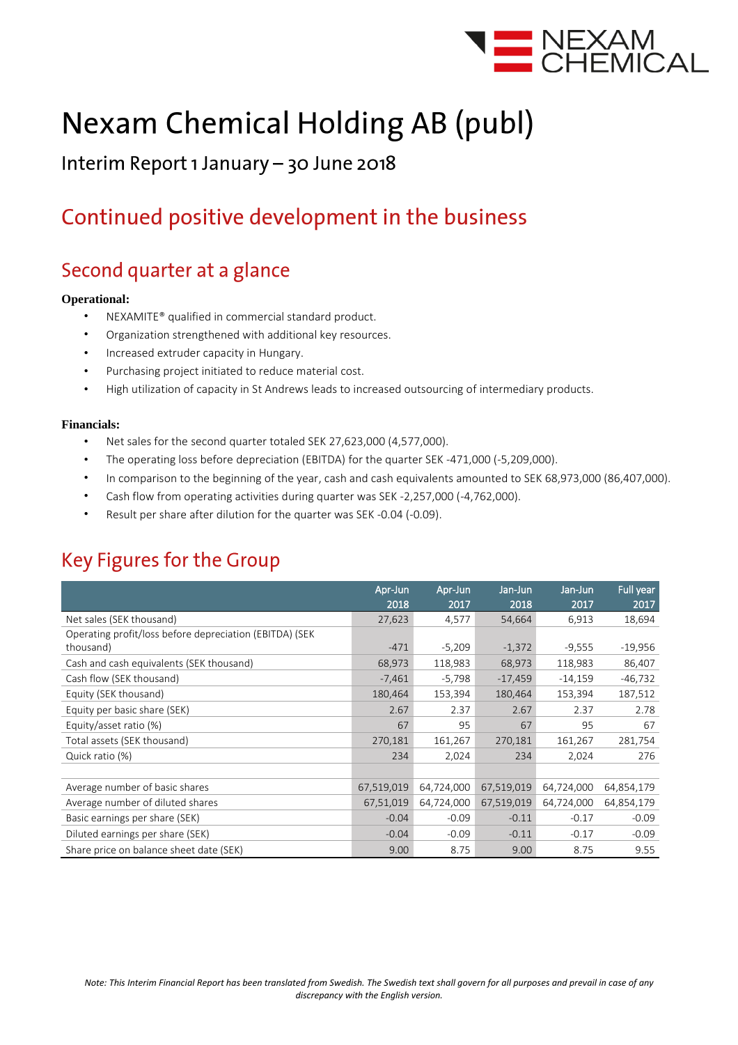# Nexam Chemical Holding AB (publ)

Interim Report 1 January – 30 June 2018

## Continued positive development in the business

## Second quarter at a glance

**Operational:**

- NEXAMITE® qualified in commercial standard product.
- Organization strengthened with additional key resources.
- Increased extruder capacity in Hungary.
- Purchasing project initiated to reduce material cost.
- High utilization of capacity in St Andrews leads to increased outsourcing of intermediary products.

**Financials:**

- Net sales for the second quarter totaled SEK 27,623,000 (4,577,000).
- The operating loss before depreciation (EBITDA) for the quarter SEK -471,000 (-5,209,000).
- In comparison to the beginning of the year, cash and cash equivalents amounted to SEK 68,973,000 (86,407,000).
- Cash flow from operating activities during quarter was SEK -2,257,000 (-4,762,000).
- Result per share after dilution for the quarter was SEK -0.04 (-0.09).

## Key Figures for the Group

| | Apr-Jun 2018 | Apr-Jun 2017 | Jan-Jun 2018 | Jan-Jun 2017 | Full year 2017 |
|---|---|---|---|---|---|
| Net sales (SEK thousand) | 27,623 | 4,577 | 54,664 | 6,913 | 18,694 |
| Operating profit/loss before depreciation (EBITDA) (SEK thousand) | -471 | -5,209 | -1,372 | -9,555 | -19,956 |
| Cash and cash equivalents (SEK thousand) | 68,973 | 118,983 | 68,973 | 118,983 | 86,407 |
| Cash flow (SEK thousand) | -7,461 | -5,798 | -17,459 | -14,159 | -46,732 |
| Equity (SEK thousand) | 180,464 | 153,394 | 180,464 | 153,394 | 187,512 |
| Equity per basic share (SEK) | 2.67 | 2.37 | 2.67 | 2.37 | 2.78 |
| Equity/asset ratio (%) | 67 | 95 | 67 | 95 | 67 |
| Total assets (SEK thousand) | 270,181 | 161,267 | 270,181 | 161,267 | 281,754 |
| Quick ratio (%) | 234 | 2,024 | 234 | 2,024 | 276 |
| | | | | | |
| Average number of basic shares | 67,519,019 | 64,724,000 | 67,519,019 | 64,724,000 | 64,854,179 |
| Average number of diluted shares | 67,51,019 | 64,724,000 | 67,519,019 | 64,724,000 | 64,854,179 |
| Basic earnings per share (SEK) | -0.04 | -0.09 | -0.11 | -0.17 | -0.09 |
| Diluted earnings per share (SEK) | -0.04 | -0.09 | -0.11 | -0.17 | -0.09 |
| Share price on balance sheet date (SEK) | 9.00 | 8.75 | 9.00 | 8.75 | 9.55 |

*Note: This Interim Financial Report has been translated from Swedish. The Swedish text shall govern for all purposes and prevail in case of any discrepancy with the English version.*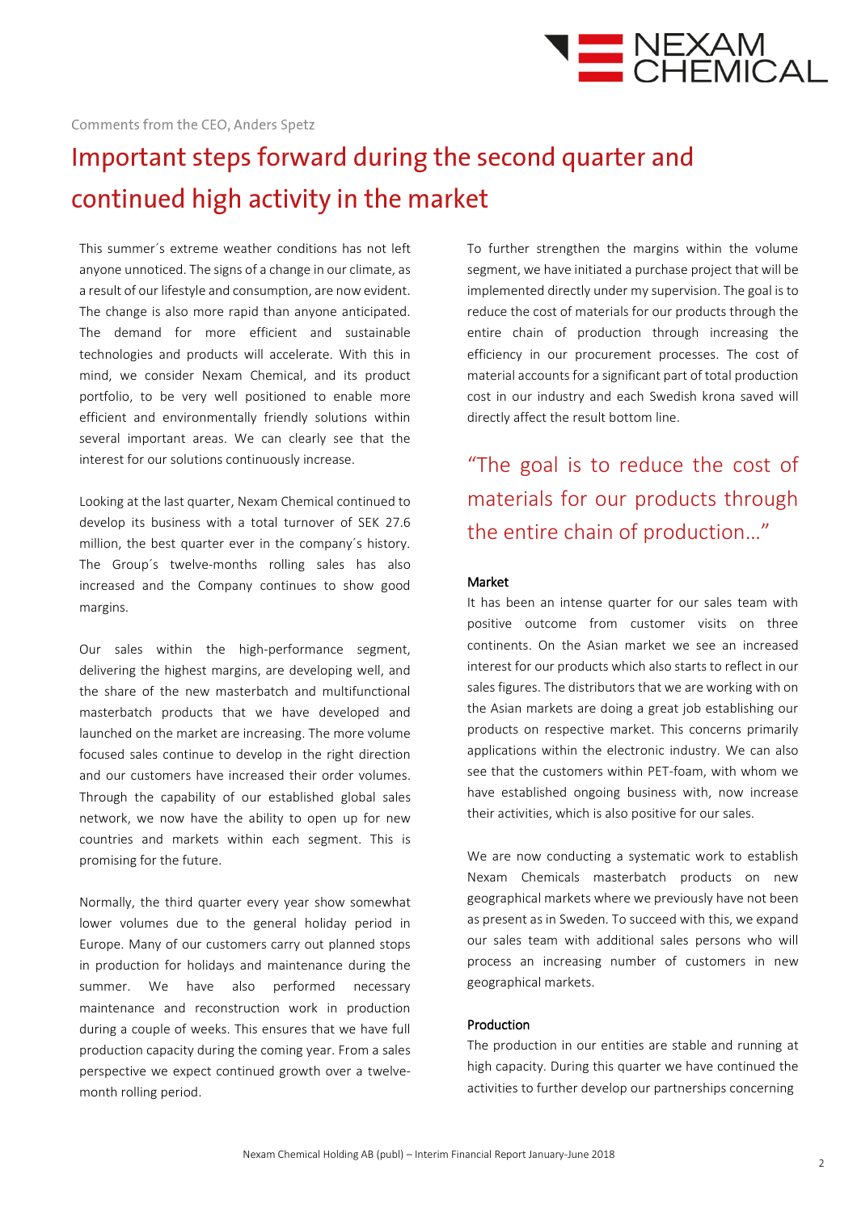Comments from the CEO, Anders Spetz

# Important steps forward during the second quarter and continued high activity in the market

This summer´s extreme weather conditions has not left anyone unnoticed. The signs of a change in our climate, as a result of our lifestyle and consumption, are now evident. The change is also more rapid than anyone anticipated. The demand for more efficient and sustainable technologies and products will accelerate. With this in mind, we consider Nexam Chemical, and its product portfolio, to be very well positioned to enable more efficient and environmentally friendly solutions within several important areas. We can clearly see that the interest for our solutions continuously increase.

Looking at the last quarter, Nexam Chemical continued to develop its business with a total turnover of SEK 27.6 million, the best quarter ever in the company´s history. The Group´s twelve-months rolling sales has also increased and the Company continues to show good margins.

Our sales within the high-performance segment, delivering the highest margins, are developing well, and the share of the new masterbatch and multifunctional masterbatch products that we have developed and launched on the market are increasing. The more volume focused sales continue to develop in the right direction and our customers have increased their order volumes. Through the capability of our established global sales network, we now have the ability to open up for new countries and markets within each segment. This is promising for the future.

Normally, the third quarter every year show somewhat lower volumes due to the general holiday period in Europe. Many of our customers carry out planned stops in production for holidays and maintenance during the summer. We have also performed necessary maintenance and reconstruction work in production during a couple of weeks. This ensures that we have full production capacity during the coming year. From a sales perspective we expect continued growth over a twelve-month rolling period.

To further strengthen the margins within the volume segment, we have initiated a purchase project that will be implemented directly under my supervision. The goal is to reduce the cost of materials for our products through the entire chain of production through increasing the efficiency in our procurement processes. The cost of material accounts for a significant part of total production cost in our industry and each Swedish krona saved will directly affect the result bottom line.

> "The goal is to reduce the cost of materials for our products through the entire chain of production…"

### Market

It has been an intense quarter for our sales team with positive outcome from customer visits on three continents. On the Asian market we see an increased interest for our products which also starts to reflect in our sales figures. The distributors that we are working with on the Asian markets are doing a great job establishing our products on respective market. This concerns primarily applications within the electronic industry. We can also see that the customers within PET-foam, with whom we have established ongoing business with, now increase their activities, which is also positive for our sales.

We are now conducting a systematic work to establish Nexam Chemicals masterbatch products on new geographical markets where we previously have not been as present as in Sweden. To succeed with this, we expand our sales team with additional sales persons who will process an increasing number of customers in new geographical markets.

### Production

The production in our entities are stable and running at high capacity. During this quarter we have continued the activities to further develop our partnerships concerning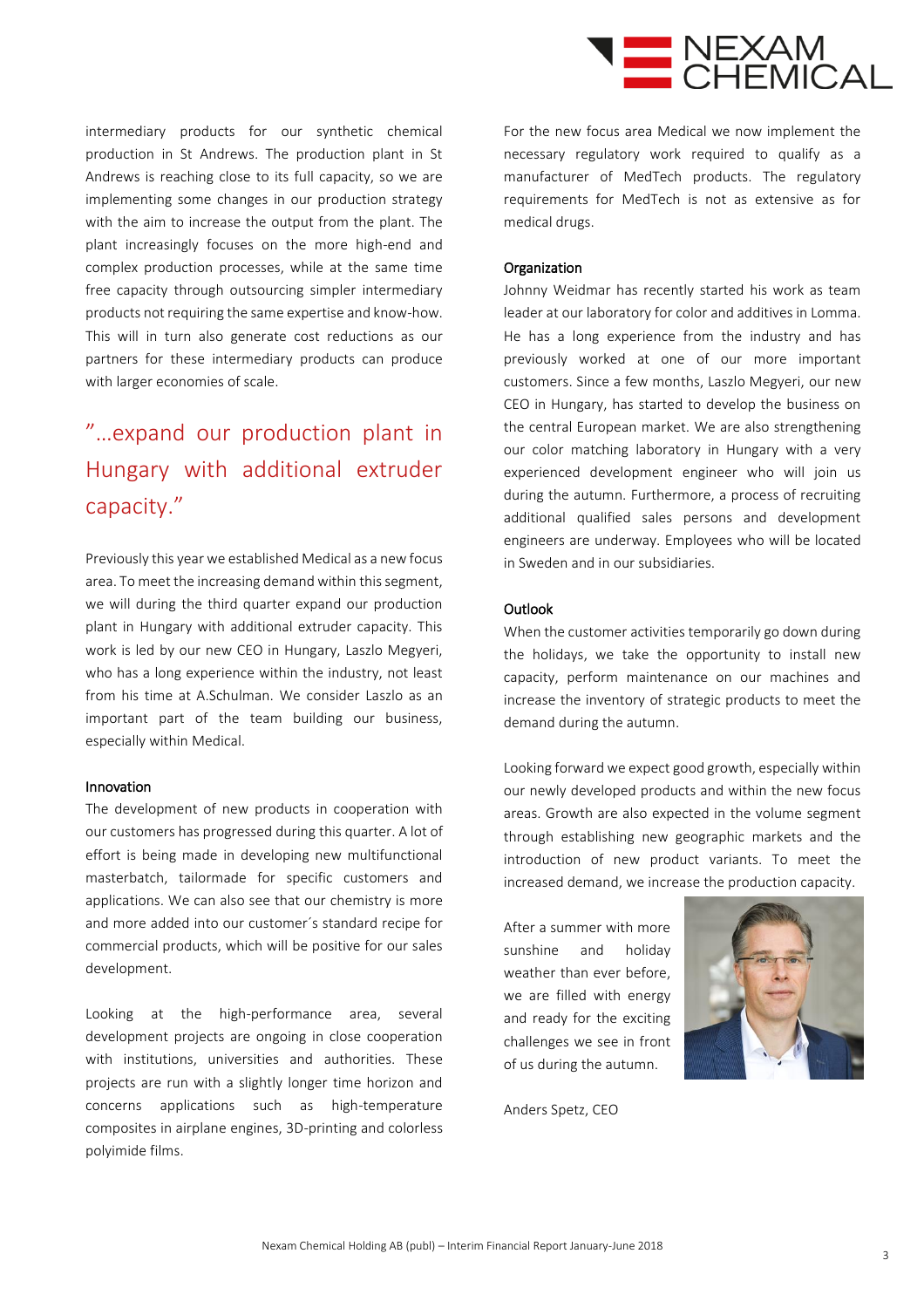intermediary products for our synthetic chemical production in St Andrews. The production plant in St Andrews is reaching close to its full capacity, so we are implementing some changes in our production strategy with the aim to increase the output from the plant. The plant increasingly focuses on the more high-end and complex production processes, while at the same time free capacity through outsourcing simpler intermediary products not requiring the same expertise and know-how. This will in turn also generate cost reductions as our partners for these intermediary products can produce with larger economies of scale.

> ”…expand our production plant in Hungary with additional extruder capacity.”

Previously this year we established Medical as a new focus area. To meet the increasing demand within this segment, we will during the third quarter expand our production plant in Hungary with additional extruder capacity. This work is led by our new CEO in Hungary, Laszlo Megyeri, who has a long experience within the industry, not least from his time at A.Schulman. We consider Laszlo as an important part of the team building our business, especially within Medical.

### Innovation

The development of new products in cooperation with our customers has progressed during this quarter. A lot of effort is being made in developing new multifunctional masterbatch, tailormade for specific customers and applications. We can also see that our chemistry is more and more added into our customer´s standard recipe for commercial products, which will be positive for our sales development.

Looking at the high-performance area, several development projects are ongoing in close cooperation with institutions, universities and authorities. These projects are run with a slightly longer time horizon and concerns applications such as high-temperature composites in airplane engines, 3D-printing and colorless polyimide films.

For the new focus area Medical we now implement the necessary regulatory work required to qualify as a manufacturer of MedTech products. The regulatory requirements for MedTech is not as extensive as for medical drugs.

### Organization

Johnny Weidmar has recently started his work as team leader at our laboratory for color and additives in Lomma. He has a long experience from the industry and has previously worked at one of our more important customers. Since a few months, Laszlo Megyeri, our new CEO in Hungary, has started to develop the business on the central European market. We are also strengthening our color matching laboratory in Hungary with a very experienced development engineer who will join us during the autumn. Furthermore, a process of recruiting additional qualified sales persons and development engineers are underway. Employees who will be located in Sweden and in our subsidiaries.

### Outlook

When the customer activities temporarily go down during the holidays, we take the opportunity to install new capacity, perform maintenance on our machines and increase the inventory of strategic products to meet the demand during the autumn.

Looking forward we expect good growth, especially within our newly developed products and within the new focus areas. Growth are also expected in the volume segment through establishing new geographic markets and the introduction of new product variants. To meet the increased demand, we increase the production capacity.

After a summer with more sunshine and holiday weather than ever before, we are filled with energy and ready for the exciting challenges we see in front of us during the autumn.

Anders Spetz, CEO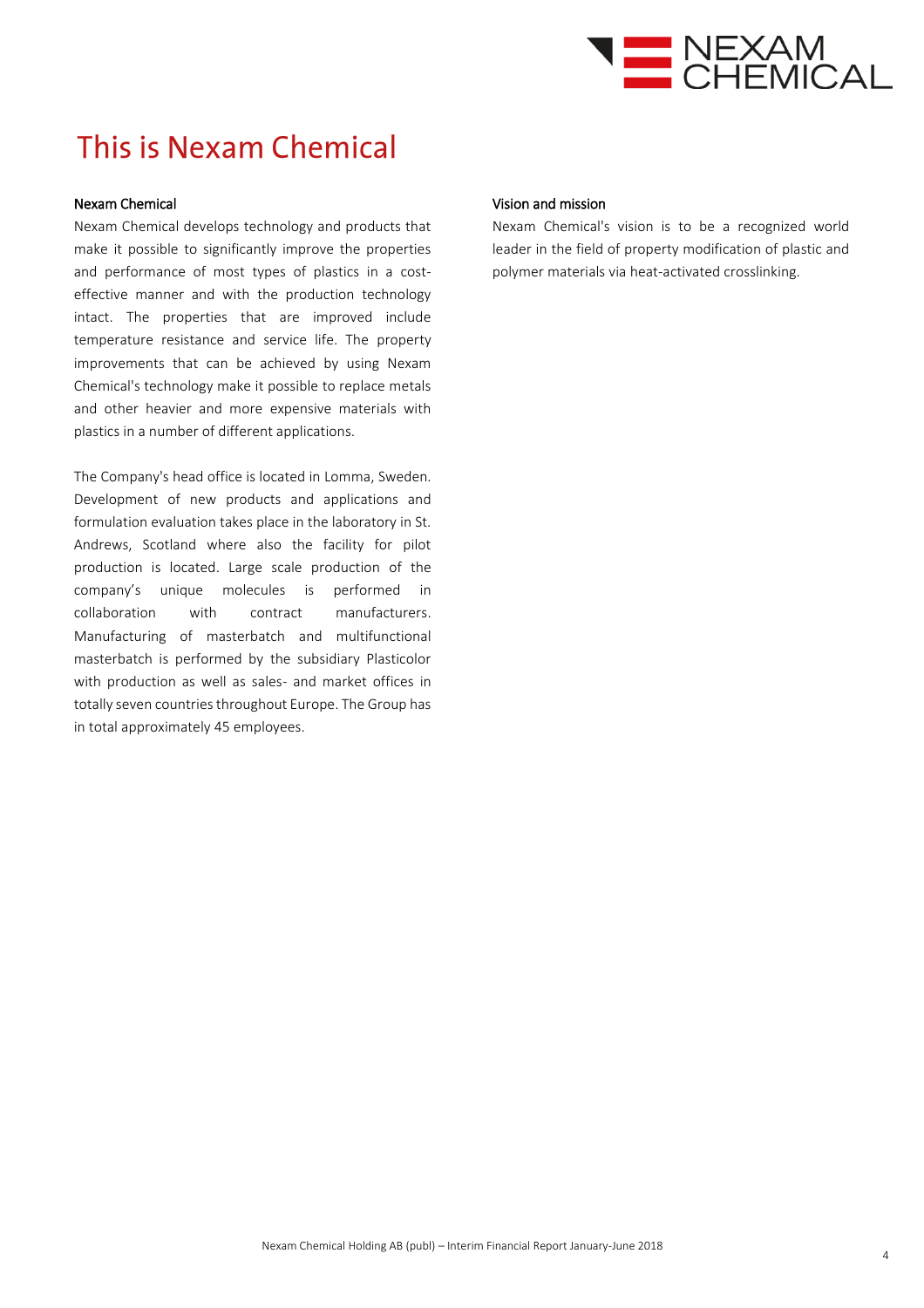# This is Nexam Chemical

### Nexam Chemical

Nexam Chemical develops technology and products that make it possible to significantly improve the properties and performance of most types of plastics in a cost-effective manner and with the production technology intact. The properties that are improved include temperature resistance and service life. The property improvements that can be achieved by using Nexam Chemical's technology make it possible to replace metals and other heavier and more expensive materials with plastics in a number of different applications.

The Company's head office is located in Lomma, Sweden. Development of new products and applications and formulation evaluation takes place in the laboratory in St. Andrews, Scotland where also the facility for pilot production is located. Large scale production of the company's unique molecules is performed in collaboration with contract manufacturers. Manufacturing of masterbatch and multifunctional masterbatch is performed by the subsidiary Plasticolor with production as well as sales- and market offices in totally seven countries throughout Europe. The Group has in total approximately 45 employees.

### Vision and mission

Nexam Chemical's vision is to be a recognized world leader in the field of property modification of plastic and polymer materials via heat-activated crosslinking.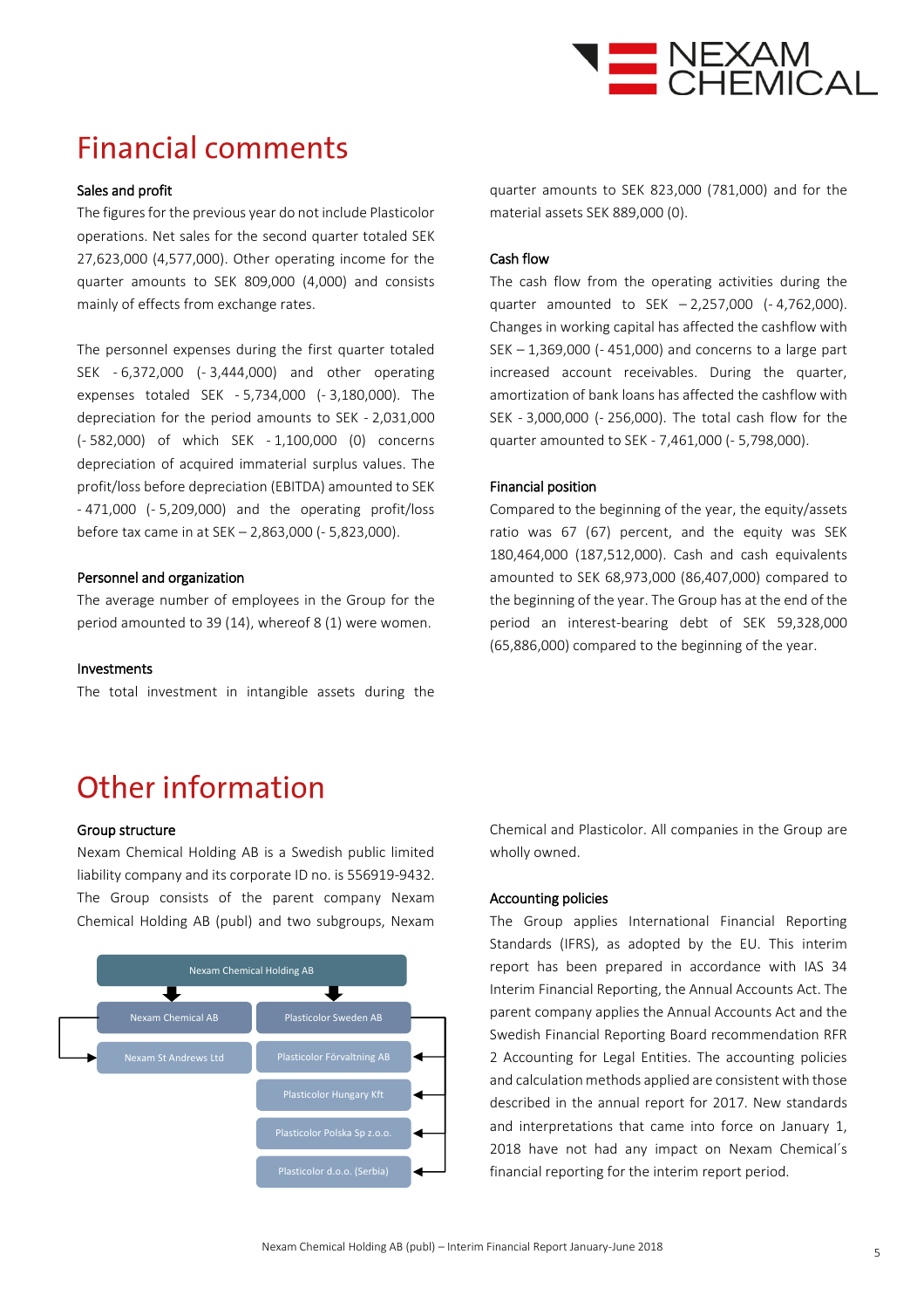# Financial comments

### Sales and profit

The figures for the previous year do not include Plasticolor operations. Net sales for the second quarter totaled SEK 27,623,000 (4,577,000). Other operating income for the quarter amounts to SEK 809,000 (4,000) and consists mainly of effects from exchange rates.

The personnel expenses during the first quarter totaled SEK - 6,372,000 (- 3,444,000) and other operating expenses totaled SEK - 5,734,000 (- 3,180,000). The depreciation for the period amounts to SEK - 2,031,000 (- 582,000) of which SEK - 1,100,000 (0) concerns depreciation of acquired immaterial surplus values. The profit/loss before depreciation (EBITDA) amounted to SEK - 471,000 (- 5,209,000) and the operating profit/loss before tax came in at SEK – 2,863,000 (- 5,823,000).

### Personnel and organization

The average number of employees in the Group for the period amounted to 39 (14), whereof 8 (1) were women.

### Investments

The total investment in intangible assets during the quarter amounts to SEK 823,000 (781,000) and for the material assets SEK 889,000 (0).

### Cash flow

The cash flow from the operating activities during the quarter amounted to SEK – 2,257,000 (- 4,762,000). Changes in working capital has affected the cashflow with SEK – 1,369,000 (- 451,000) and concerns to a large part increased account receivables. During the quarter, amortization of bank loans has affected the cashflow with SEK - 3,000,000 (- 256,000). The total cash flow for the quarter amounted to SEK - 7,461,000 (- 5,798,000).

### Financial position

Compared to the beginning of the year, the equity/assets ratio was 67 (67) percent, and the equity was SEK 180,464,000 (187,512,000). Cash and cash equivalents amounted to SEK 68,973,000 (86,407,000) compared to the beginning of the year. The Group has at the end of the period an interest-bearing debt of SEK 59,328,000 (65,886,000) compared to the beginning of the year.

# Other information

### Group structure

Nexam Chemical Holding AB is a Swedish public limited liability company and its corporate ID no. is 556919-9432. The Group consists of the parent company Nexam Chemical Holding AB (publ) and two subgroups, Nexam Chemical and Plasticolor. All companies in the Group are wholly owned.

- Nexam Chemical Holding AB
  - Nexam Chemical AB
    - Nexam St Andrews Ltd
  - Plasticolor Sweden AB
    - Plasticolor Förvaltning AB
    - Plasticolor Hungary Kft
    - Plasticolor Polska Sp z.o.o.
    - Plasticolor d.o.o. (Serbia)

### Accounting policies

The Group applies International Financial Reporting Standards (IFRS), as adopted by the EU. This interim report has been prepared in accordance with IAS 34 Interim Financial Reporting, the Annual Accounts Act. The parent company applies the Annual Accounts Act and the Swedish Financial Reporting Board recommendation RFR 2 Accounting for Legal Entities. The accounting policies and calculation methods applied are consistent with those described in the annual report for 2017. New standards and interpretations that came into force on January 1, 2018 have not had any impact on Nexam Chemical´s financial reporting for the interim report period.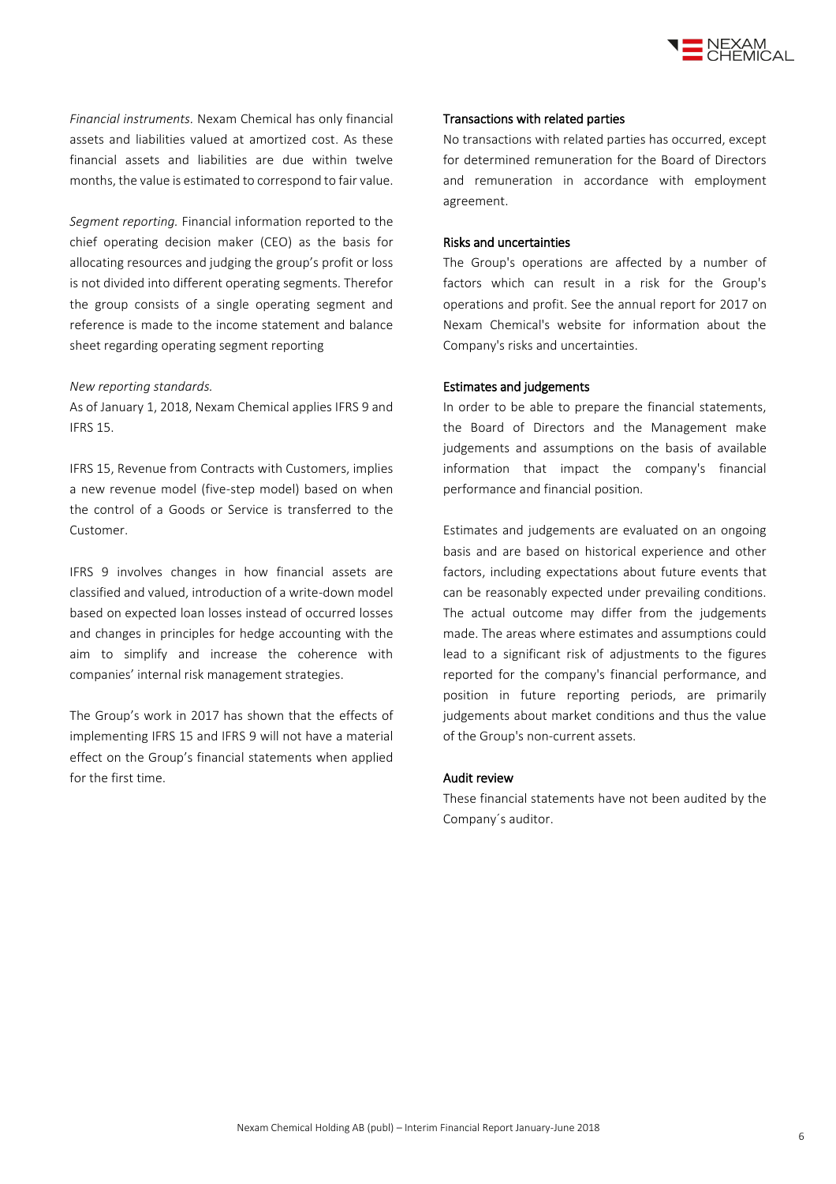*Financial instruments.* Nexam Chemical has only financial assets and liabilities valued at amortized cost. As these financial assets and liabilities are due within twelve months, the value is estimated to correspond to fair value.

*Segment reporting.* Financial information reported to the chief operating decision maker (CEO) as the basis for allocating resources and judging the group's profit or loss is not divided into different operating segments. Therefor the group consists of a single operating segment and reference is made to the income statement and balance sheet regarding operating segment reporting

*New reporting standards.*

As of January 1, 2018, Nexam Chemical applies IFRS 9 and IFRS 15.

IFRS 15, Revenue from Contracts with Customers, implies a new revenue model (five-step model) based on when the control of a Goods or Service is transferred to the Customer.

IFRS 9 involves changes in how financial assets are classified and valued, introduction of a write-down model based on expected loan losses instead of occurred losses and changes in principles for hedge accounting with the aim to simplify and increase the coherence with companies' internal risk management strategies.

The Group's work in 2017 has shown that the effects of implementing IFRS 15 and IFRS 9 will not have a material effect on the Group's financial statements when applied for the first time.

## Transactions with related parties

No transactions with related parties has occurred, except for determined remuneration for the Board of Directors and remuneration in accordance with employment agreement.

## Risks and uncertainties

The Group's operations are affected by a number of factors which can result in a risk for the Group's operations and profit. See the annual report for 2017 on Nexam Chemical's website for information about the Company's risks and uncertainties.

## Estimates and judgements

In order to be able to prepare the financial statements, the Board of Directors and the Management make judgements and assumptions on the basis of available information that impact the company's financial performance and financial position.

Estimates and judgements are evaluated on an ongoing basis and are based on historical experience and other factors, including expectations about future events that can be reasonably expected under prevailing conditions. The actual outcome may differ from the judgements made. The areas where estimates and assumptions could lead to a significant risk of adjustments to the figures reported for the company's financial performance, and position in future reporting periods, are primarily judgements about market conditions and thus the value of the Group's non-current assets.

## Audit review

These financial statements have not been audited by the Company´s auditor.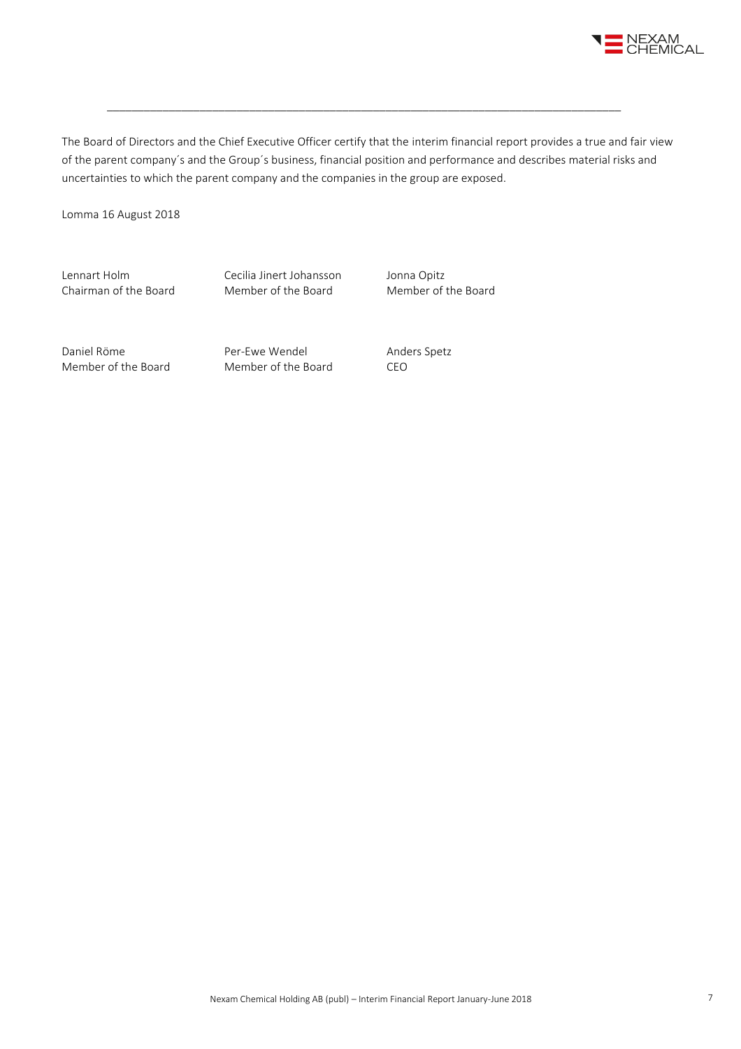The Board of Directors and the Chief Executive Officer certify that the interim financial report provides a true and fair view of the parent company´s and the Group´s business, financial position and performance and describes material risks and uncertainties to which the parent company and the companies in the group are exposed.

Lomma 16 August 2018

| | | |
|---|---|---|
| Lennart Holm<br>Chairman of the Board | Cecilia Jinert Johansson<br>Member of the Board | Jonna Opitz<br>Member of the Board |
| Daniel Röme<br>Member of the Board | Per-Ewe Wendel<br>Member of the Board | Anders Spetz<br>CEO |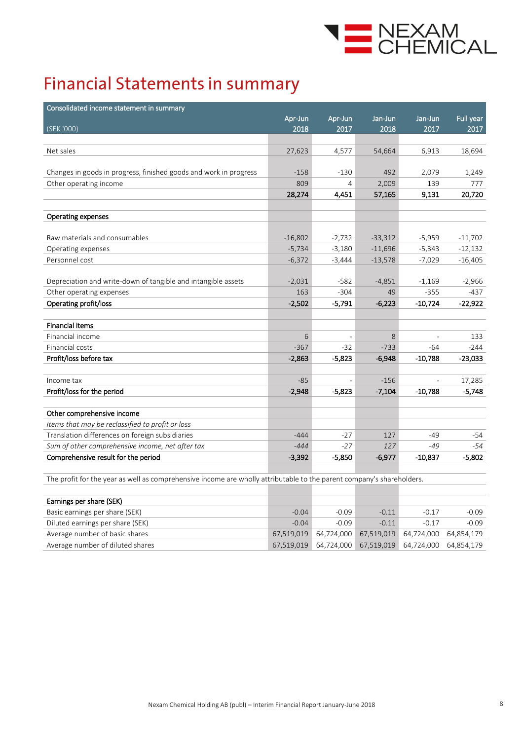# Financial Statements in summary

| Consolidated income statement in summary (SEK '000) | Apr-Jun 2018 | Apr-Jun 2017 | Jan-Jun 2018 | Jan-Jun 2017 | Full year 2017 |
|---|---|---|---|---|---|
| Net sales | 27,623 | 4,577 | 54,664 | 6,913 | 18,694 |
| | | | | | |
| Changes in goods in progress, finished goods and work in progress | -158 | -130 | 492 | 2,079 | 1,249 |
| Other operating income | 809 | 4 | 2,009 | 139 | 777 |
| | **28,274** | **4,451** | **57,165** | **9,131** | **20,720** |
| | | | | | |
| **Operating expenses** | | | | | |
| | | | | | |
| Raw materials and consumables | -16,802 | -2,732 | -33,312 | -5,959 | -11,702 |
| Operating expenses | -5,734 | -3,180 | -11,696 | -5,343 | -12,132 |
| Personnel cost | -6,372 | -3,444 | -13,578 | -7,029 | -16,405 |
| | | | | | |
| Depreciation and write-down of tangible and intangible assets | -2,031 | -582 | -4,851 | -1,169 | -2,966 |
| Other operating expenses | 163 | -304 | 49 | -355 | -437 |
| **Operating profit/loss** | **-2,502** | **-5,791** | **-6,223** | **-10,724** | **-22,922** |
| | | | | | |
| **Financial items** | | | | | |
| Financial income | 6 | - | 8 | - | 133 |
| Financial costs | -367 | -32 | -733 | -64 | -244 |
| **Profit/loss before tax** | **-2,863** | **-5,823** | **-6,948** | **-10,788** | **-23,033** |
| | | | | | |
| Income tax | -85 | - | -156 | - | 17,285 |
| **Profit/loss for the period** | **-2,948** | **-5,823** | **-7,104** | **-10,788** | **-5,748** |
| | | | | | |
| **Other comprehensive income** | | | | | |
| *Items that may be reclassified to profit or loss* | | | | | |
| Translation differences on foreign subsidiaries | -444 | -27 | 127 | -49 | -54 |
| *Sum of other comprehensive income, net after tax* | *-444* | *-27* | *127* | *-49* | *-54* |
| **Comprehensive result for the period** | **-3,392** | **-5,850** | **-6,977** | **-10,837** | **-5,802** |
| | | | | | |
| The profit for the year as well as comprehensive income are wholly attributable to the parent company's shareholders. | | | | | |
| | | | | | |
| **Earnings per share (SEK)** | | | | | |
| Basic earnings per share (SEK) | -0.04 | -0.09 | -0.11 | -0.17 | -0.09 |
| Diluted earnings per share (SEK) | -0.04 | -0.09 | -0.11 | -0.17 | -0.09 |
| Average number of basic shares | 67,519,019 | 64,724,000 | 67,519,019 | 64,724,000 | 64,854,179 |
| Average number of diluted shares | 67,519,019 | 64,724,000 | 67,519,019 | 64,724,000 | 64,854,179 |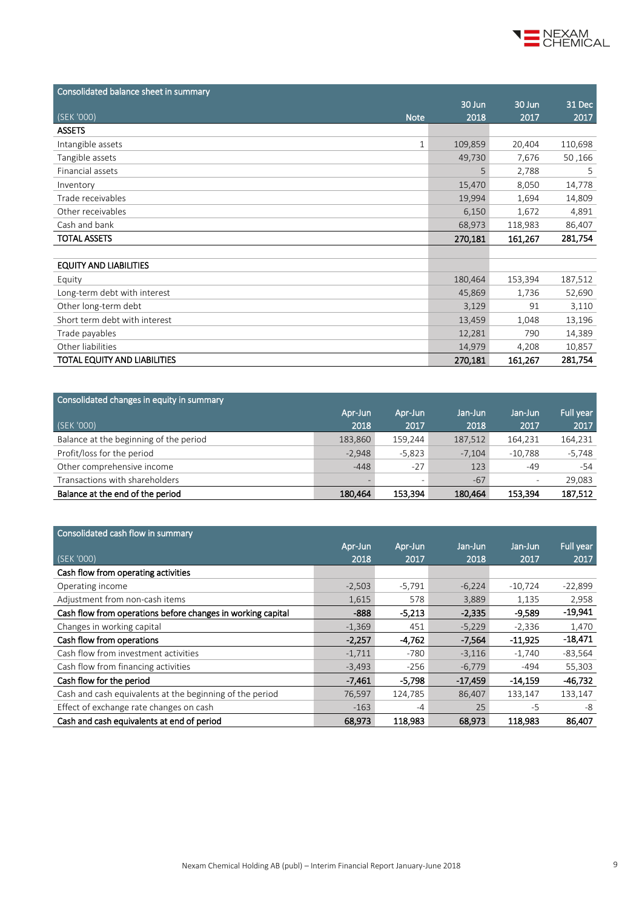## Consolidated balance sheet in summary

| (SEK '000) | Note | 30 Jun 2018 | 30 Jun 2017 | 31 Dec 2017 |
|---|---|---|---|---|
| **ASSETS** | | | | |
| Intangible assets | 1 | 109,859 | 20,404 | 110,698 |
| Tangible assets | | 49,730 | 7,676 | 50 ,166 |
| Financial assets | | 5 | 2,788 | 5 |
| Inventory | | 15,470 | 8,050 | 14,778 |
| Trade receivables | | 19,994 | 1,694 | 14,809 |
| Other receivables | | 6,150 | 1,672 | 4,891 |
| Cash and bank | | 68,973 | 118,983 | 86,407 |
| **TOTAL ASSETS** | | **270,181** | **161,267** | **281,754** |
| | | | | |
| **EQUITY AND LIABILITIES** | | | | |
| Equity | | 180,464 | 153,394 | 187,512 |
| Long-term debt with interest | | 45,869 | 1,736 | 52,690 |
| Other long-term debt | | 3,129 | 91 | 3,110 |
| Short term debt with interest | | 13,459 | 1,048 | 13,196 |
| Trade payables | | 12,281 | 790 | 14,389 |
| Other liabilities | | 14,979 | 4,208 | 10,857 |
| **TOTAL EQUITY AND LIABILITIES** | | **270,181** | **161,267** | **281,754** |

## Consolidated changes in equity in summary

| (SEK '000) | Apr-Jun 2018 | Apr-Jun 2017 | Jan-Jun 2018 | Jan-Jun 2017 | Full year 2017 |
|---|---|---|---|---|---|
| Balance at the beginning of the period | 183,860 | 159,244 | 187,512 | 164,231 | 164,231 |
| Profit/loss for the period | -2,948 | -5,823 | -7,104 | -10,788 | -5,748 |
| Other comprehensive income | -448 | -27 | 123 | -49 | -54 |
| Transactions with shareholders | - | - | -67 | - | 29,083 |
| **Balance at the end of the period** | **180,464** | **153,394** | **180,464** | **153,394** | **187,512** |

## Consolidated cash flow in summary

| (SEK '000) | Apr-Jun 2018 | Apr-Jun 2017 | Jan-Jun 2018 | Jan-Jun 2017 | Full year 2017 |
|---|---|---|---|---|---|
| **Cash flow from operating activities** | | | | | |
| Operating income | -2,503 | -5,791 | -6,224 | -10,724 | -22,899 |
| Adjustment from non-cash items | 1,615 | 578 | 3,889 | 1,135 | 2,958 |
| **Cash flow from operations before changes in working capital** | **-888** | **-5,213** | **-2,335** | **-9,589** | **-19,941** |
| Changes in working capital | -1,369 | 451 | -5,229 | -2,336 | 1,470 |
| **Cash flow from operations** | **-2,257** | **-4,762** | **-7,564** | **-11,925** | **-18,471** |
| Cash flow from investment activities | -1,711 | -780 | -3,116 | -1,740 | -83,564 |
| Cash flow from financing activities | -3,493 | -256 | -6,779 | -494 | 55,303 |
| **Cash flow for the period** | **-7,461** | **-5,798** | **-17,459** | **-14,159** | **-46,732** |
| Cash and cash equivalents at the beginning of the period | 76,597 | 124,785 | 86,407 | 133,147 | 133,147 |
| Effect of exchange rate changes on cash | -163 | -4 | 25 | -5 | -8 |
| **Cash and cash equivalents at end of period** | **68,973** | **118,983** | **68,973** | **118,983** | **86,407** |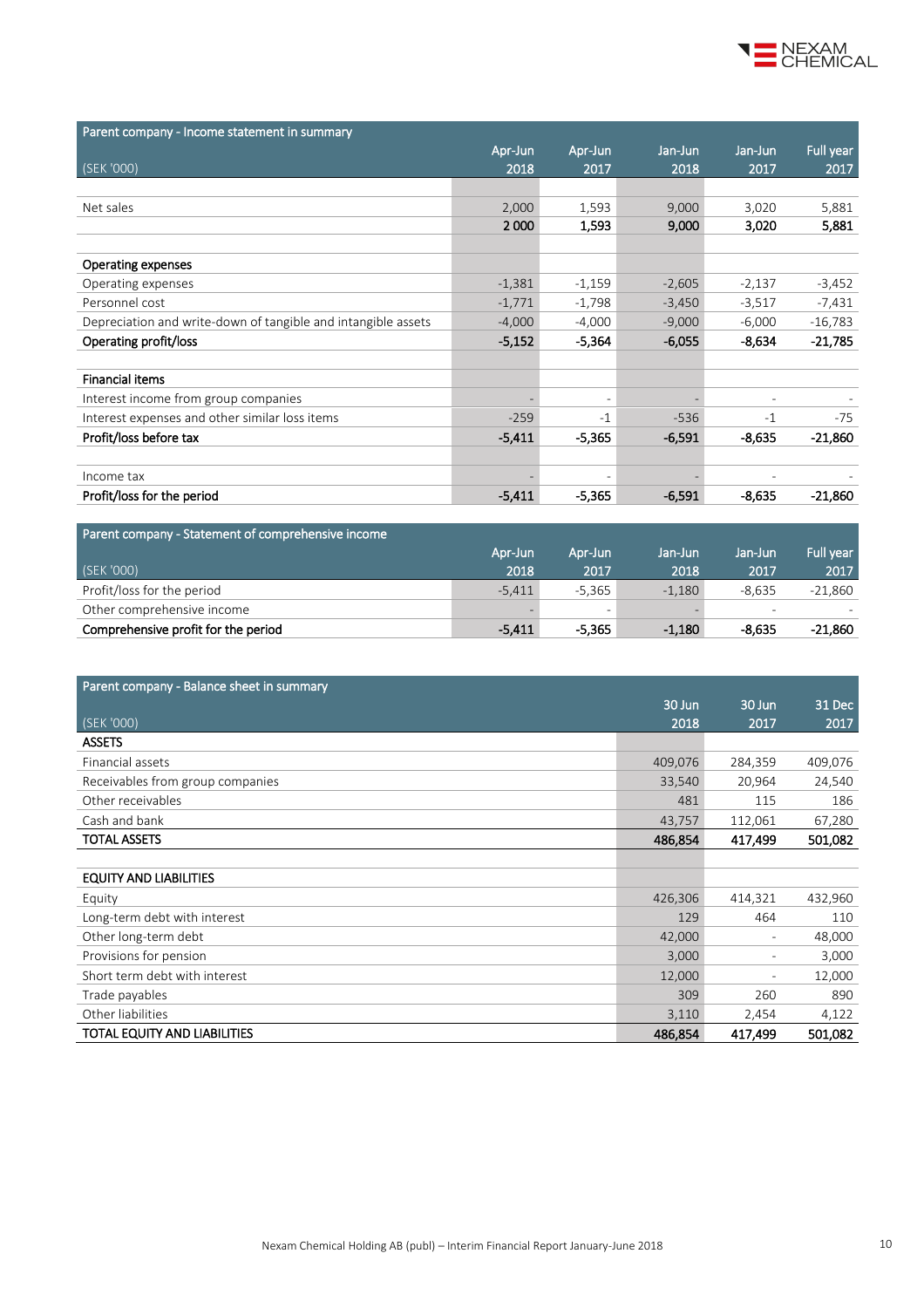| Parent company - Income statement in summary | | | | | |
|---|---|---|---|---|---|
| (SEK '000) | Apr-Jun 2018 | Apr-Jun 2017 | Jan-Jun 2018 | Jan-Jun 2017 | Full year 2017 |
| | | | | | |
| Net sales | 2,000 | 1,593 | 9,000 | 3,020 | 5,881 |
| | **2 000** | **1,593** | **9,000** | **3,020** | **5,881** |
| | | | | | |
| **Operating expenses** | | | | | |
| Operating expenses | -1,381 | -1,159 | -2,605 | -2,137 | -3,452 |
| Personnel cost | -1,771 | -1,798 | -3,450 | -3,517 | -7,431 |
| Depreciation and write-down of tangible and intangible assets | -4,000 | -4,000 | -9,000 | -6,000 | -16,783 |
| **Operating profit/loss** | **-5,152** | **-5,364** | **-6,055** | **-8,634** | **-21,785** |
| | | | | | |
| **Financial items** | | | | | |
| Interest income from group companies | - | - | - | - | - |
| Interest expenses and other similar loss items | -259 | -1 | -536 | -1 | -75 |
| **Profit/loss before tax** | **-5,411** | **-5,365** | **-6,591** | **-8,635** | **-21,860** |
| | | | | | |
| Income tax | - | - | - | - | - |
| **Profit/loss for the period** | **-5,411** | **-5,365** | **-6,591** | **-8,635** | **-21,860** |

| Parent company - Statement of comprehensive income | | | | | |
|---|---|---|---|---|---|
| (SEK '000) | Apr-Jun 2018 | Apr-Jun 2017 | Jan-Jun 2018 | Jan-Jun 2017 | Full year 2017 |
| Profit/loss for the period | -5,411 | -5,365 | -1,180 | -8,635 | -21,860 |
| Other comprehensive income | - | - | - | - | - |
| **Comprehensive profit for the period** | **-5,411** | **-5,365** | **-1,180** | **-8,635** | **-21,860** |

| Parent company - Balance sheet in summary | | | |
|---|---|---|---|
| (SEK '000) | 30 Jun 2018 | 30 Jun 2017 | 31 Dec 2017 |
| **ASSETS** | | | |
| Financial assets | 409,076 | 284,359 | 409,076 |
| Receivables from group companies | 33,540 | 20,964 | 24,540 |
| Other receivables | 481 | 115 | 186 |
| Cash and bank | 43,757 | 112,061 | 67,280 |
| **TOTAL ASSETS** | **486,854** | **417,499** | **501,082** |
| | | | |
| **EQUITY AND LIABILITIES** | | | |
| Equity | 426,306 | 414,321 | 432,960 |
| Long-term debt with interest | 129 | 464 | 110 |
| Other long-term debt | 42,000 | - | 48,000 |
| Provisions for pension | 3,000 | - | 3,000 |
| Short term debt with interest | 12,000 | - | 12,000 |
| Trade payables | 309 | 260 | 890 |
| Other liabilities | 3,110 | 2,454 | 4,122 |
| **TOTAL EQUITY AND LIABILITIES** | **486,854** | **417,499** | **501,082** |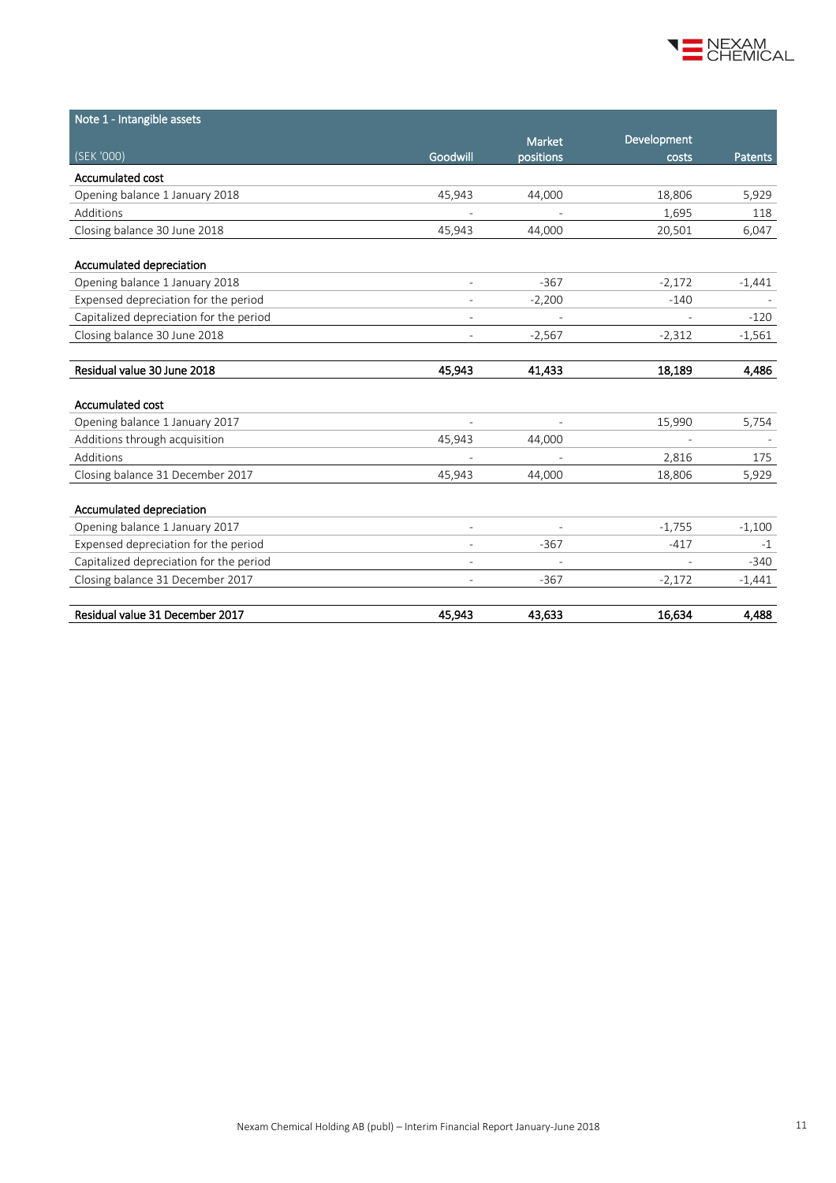| Note 1 - Intangible assets | | | | |
|---|---|---|---|---|
| (SEK '000) | Goodwill | Market positions | Development costs | Patents |
| **Accumulated cost** | | | | |
| Opening balance 1 January 2018 | 45,943 | 44,000 | 18,806 | 5,929 |
| Additions | - | - | 1,695 | 118 |
| Closing balance 30 June 2018 | 45,943 | 44,000 | 20,501 | 6,047 |
| | | | | |
| **Accumulated depreciation** | | | | |
| Opening balance 1 January 2018 | - | -367 | -2,172 | -1,441 |
| Expensed depreciation for the period | - | -2,200 | -140 | - |
| Capitalized depreciation for the period | - | - | - | -120 |
| Closing balance 30 June 2018 | - | -2,567 | -2,312 | -1,561 |
| | | | | |
| **Residual value 30 June 2018** | **45,943** | **41,433** | **18,189** | **4,486** |
| | | | | |
| **Accumulated cost** | | | | |
| Opening balance 1 January 2017 | - | - | 15,990 | 5,754 |
| Additions through acquisition | 45,943 | 44,000 | - | - |
| Additions | - | - | 2,816 | 175 |
| Closing balance 31 December 2017 | 45,943 | 44,000 | 18,806 | 5,929 |
| | | | | |
| **Accumulated depreciation** | | | | |
| Opening balance 1 January 2017 | - | - | -1,755 | -1,100 |
| Expensed depreciation for the period | - | -367 | -417 | -1 |
| Capitalized depreciation for the period | - | - | - | -340 |
| Closing balance 31 December 2017 | - | -367 | -2,172 | -1,441 |
| | | | | |
| **Residual value 31 December 2017** | **45,943** | **43,633** | **16,634** | **4,488** |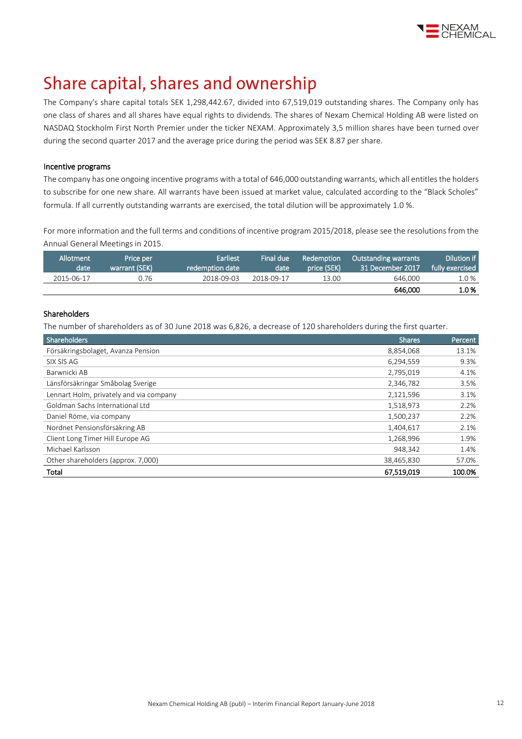# Share capital, shares and ownership

The Company's share capital totals SEK 1,298,442.67, divided into 67,519,019 outstanding shares. The Company only has one class of shares and all shares have equal rights to dividends. The shares of Nexam Chemical Holding AB were listed on NASDAQ Stockholm First North Premier under the ticker NEXAM. Approximately 3,5 million shares have been turned over during the second quarter 2017 and the average price during the period was SEK 8.87 per share.

### Incentive programs

The company has one ongoing incentive programs with a total of 646,000 outstanding warrants, which all entitles the holders to subscribe for one new share. All warrants have been issued at market value, calculated according to the "Black Scholes" formula. If all currently outstanding warrants are exercised, the total dilution will be approximately 1.0 %.

For more information and the full terms and conditions of incentive program 2015/2018, please see the resolutions from the Annual General Meetings in 2015.

| Allotment date | Price per warrant (SEK) | Earliest redemption date | Final due date | Redemption price (SEK) | Outstanding warrants 31 December 2017 | Dilution if fully exercised |
|---|---|---|---|---|---|---|
| 2015-06-17 | 0.76 | 2018-09-03 | 2018-09-17 | 13.00 | 646,000 | 1.0 % |
| | | | | | **646,000** | **1.0 %** |

### Shareholders

The number of shareholders as of 30 June 2018 was 6,826, a decrease of 120 shareholders during the first quarter.

| Shareholders | Shares | Percent |
|---|---|---|
| Försäkringsbolaget, Avanza Pension | 8,854,068 | 13.1% |
| SIX SIS AG | 6,294,559 | 9.3% |
| Barwnicki AB | 2,795,019 | 4.1% |
| Länsförsäkringar Småbolag Sverige | 2,346,782 | 3.5% |
| Lennart Holm, privately and via company | 2,121,596 | 3.1% |
| Goldman Sachs International Ltd | 1,518,973 | 2.2% |
| Daniel Röme, via company | 1,500,237 | 2.2% |
| Nordnet Pensionsförsäkring AB | 1,404,617 | 2.1% |
| Client Long Timer Hill Europe AG | 1,268,996 | 1.9% |
| Michael Karlsson | 948,342 | 1.4% |
| Other shareholders (approx. 7,000) | 38,465,830 | 57.0% |
| **Total** | **67,519,019** | **100.0%** |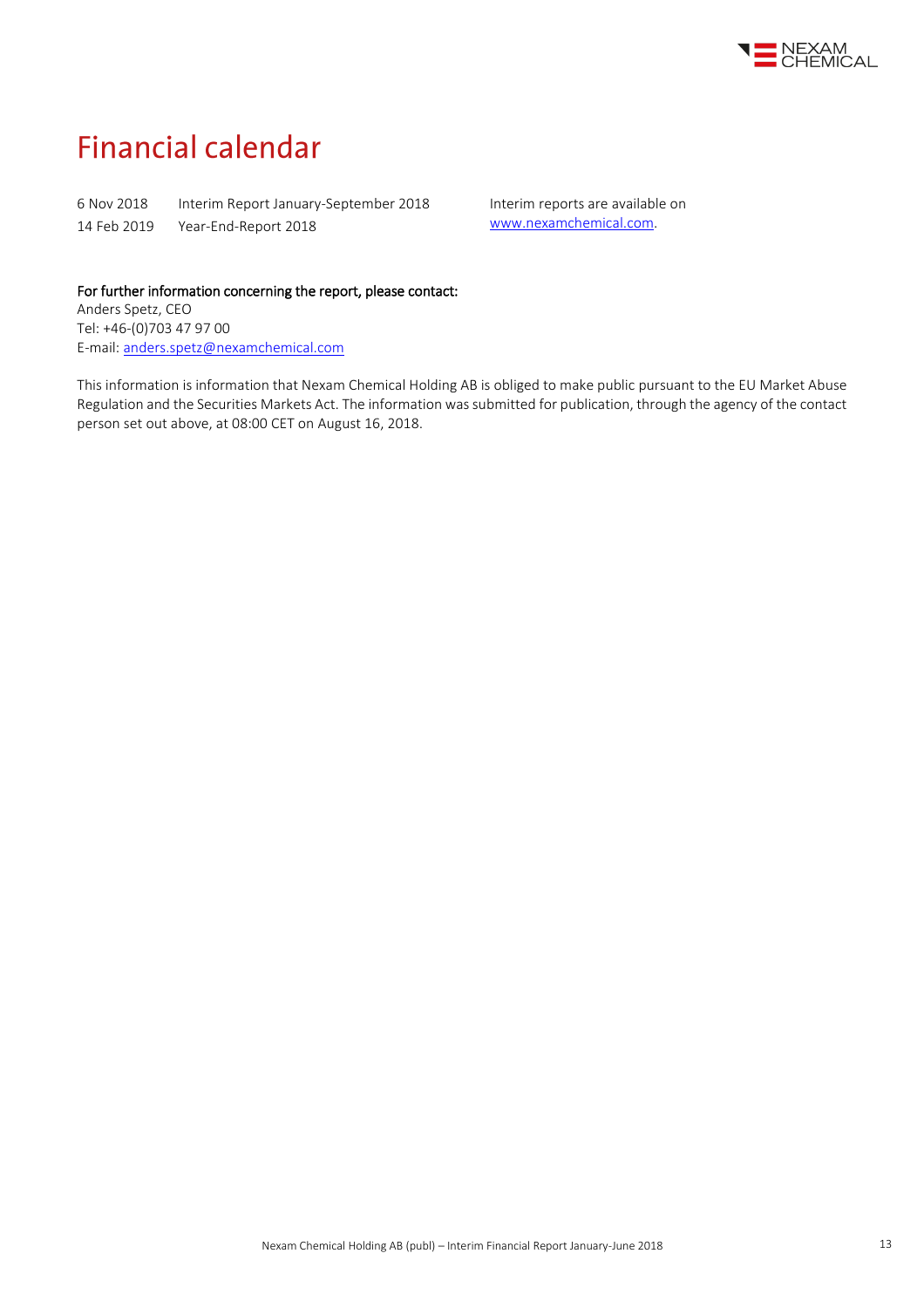# Financial calendar

| | | |
|---|---|---|
| 6 Nov 2018 | Interim Report January-September 2018 | Interim reports are available on www.nexamchemical.com. |
| 14 Feb 2019 | Year-End-Report 2018 | |

**For further information concerning the report, please contact:**
Anders Spetz, CEO
Tel: +46-(0)703 47 97 00
E-mail: anders.spetz@nexamchemical.com

This information is information that Nexam Chemical Holding AB is obliged to make public pursuant to the EU Market Abuse Regulation and the Securities Markets Act. The information was submitted for publication, through the agency of the contact person set out above, at 08:00 CET on August 16, 2018.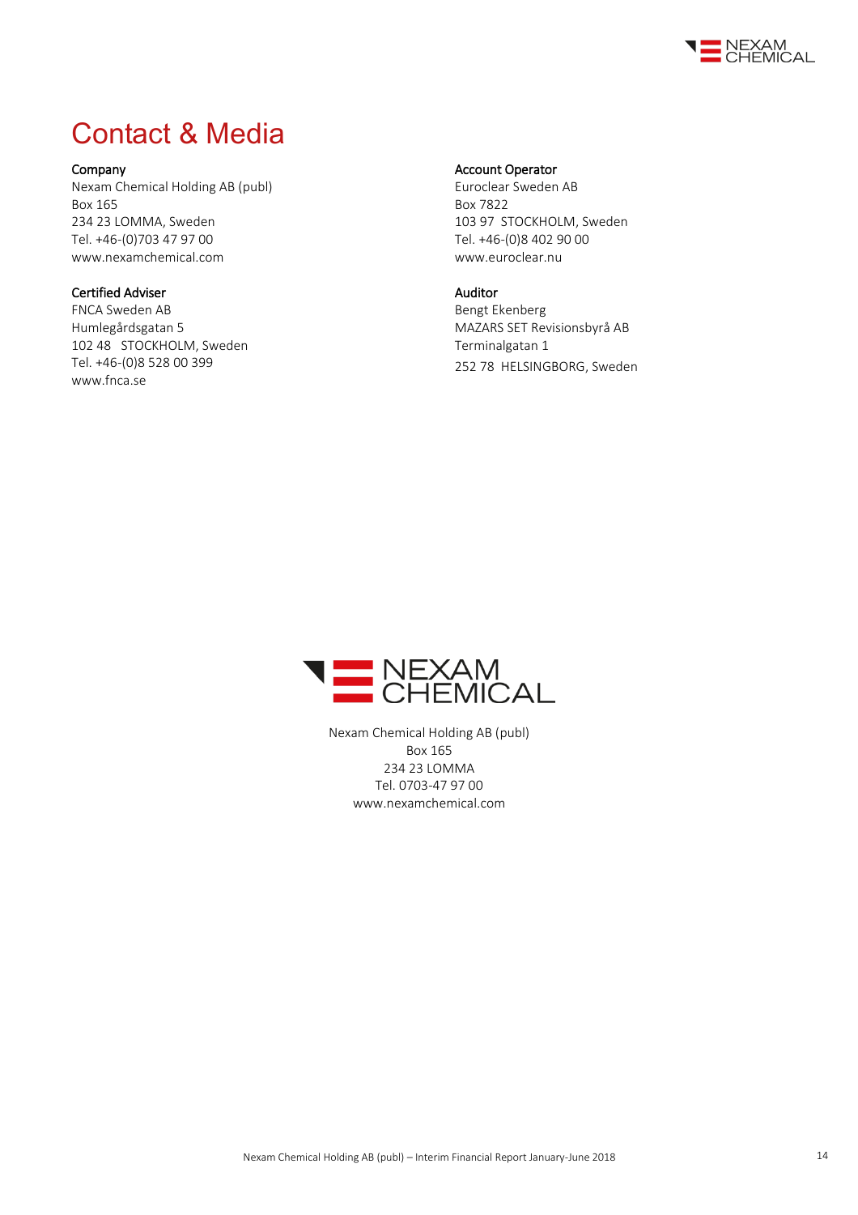# Contact & Media

**Company**
Nexam Chemical Holding AB (publ)
Box 165
234 23 LOMMA, Sweden
Tel. +46-(0)703 47 97 00
www.nexamchemical.com

**Certified Adviser**
FNCA Sweden AB
Humlegårdsgatan 5
102 48 STOCKHOLM, Sweden
Tel. +46-(0)8 528 00 399
www.fnca.se

**Account Operator**
Euroclear Sweden AB
Box 7822
103 97 STOCKHOLM, Sweden
Tel. +46-(0)8 402 90 00
www.euroclear.nu

**Auditor**
Bengt Ekenberg
MAZARS SET Revisionsbyrå AB
Terminalgatan 1
252 78 HELSINGBORG, Sweden

NEXAM CHEMICAL

Nexam Chemical Holding AB (publ)
Box 165
234 23 LOMMA
Tel. 0703-47 97 00
www.nexamchemical.com